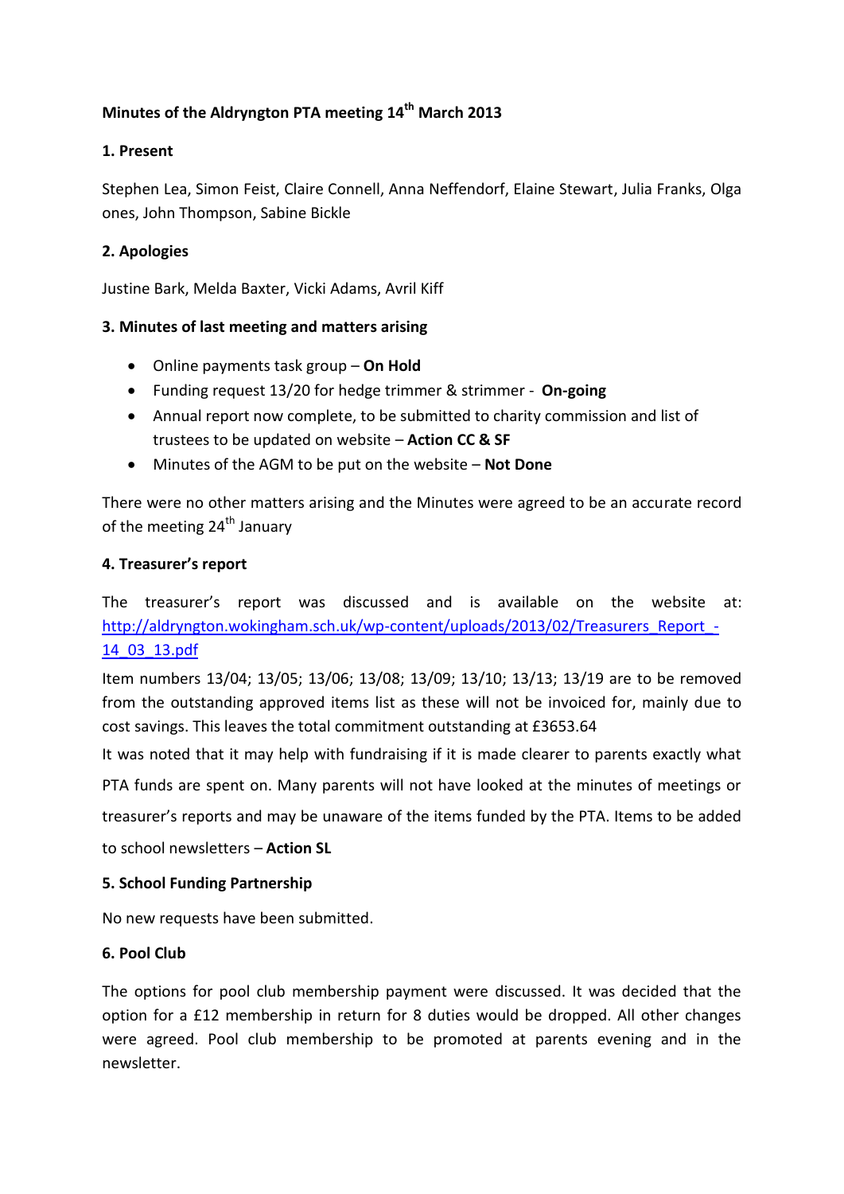**Minutes of the Aldryngton PTA meeting 14th March 2013**

**1. Present**

Stephen Lea, Simon Feist, Claire Connell, Anna Neffendorf, Elaine Stewart, Julia Franks, Olga ones, John Thompson, Sabine Bickle

**2. Apologies**

Justine Bark, Melda Baxter, Vicki Adams, Avril Kiff

**3. Minutes of last meeting and matters arising**

- Online payments task group – **On Hold**
- Funding request 13/20 for hedge trimmer & strimmer - **On-going**
- Annual report now complete, to be submitted to charity commission and list of trustees to be updated on website – **Action CC & SF**
- Minutes of the AGM to be put on the website – **Not Done**

There were no other matters arising and the Minutes were agreed to be an accurate record of the meeting 24th January

**4. Treasurer's report**

The treasurer's report was discussed and is available on the website at: http://aldryngton.wokingham.sch.uk/wp-content/uploads/2013/02/Treasurers_Report_-14_03_13.pdf

Item numbers 13/04; 13/05; 13/06; 13/08; 13/09; 13/10; 13/13; 13/19 are to be removed from the outstanding approved items list as these will not be invoiced for, mainly due to cost savings. This leaves the total commitment outstanding at £3653.64

It was noted that it may help with fundraising if it is made clearer to parents exactly what PTA funds are spent on. Many parents will not have looked at the minutes of meetings or treasurer's reports and may be unaware of the items funded by the PTA. Items to be added to school newsletters – **Action SL**

**5. School Funding Partnership**

No new requests have been submitted.

**6. Pool Club**

The options for pool club membership payment were discussed. It was decided that the option for a £12 membership in return for 8 duties would be dropped. All other changes were agreed. Pool club membership to be promoted at parents evening and in the newsletter.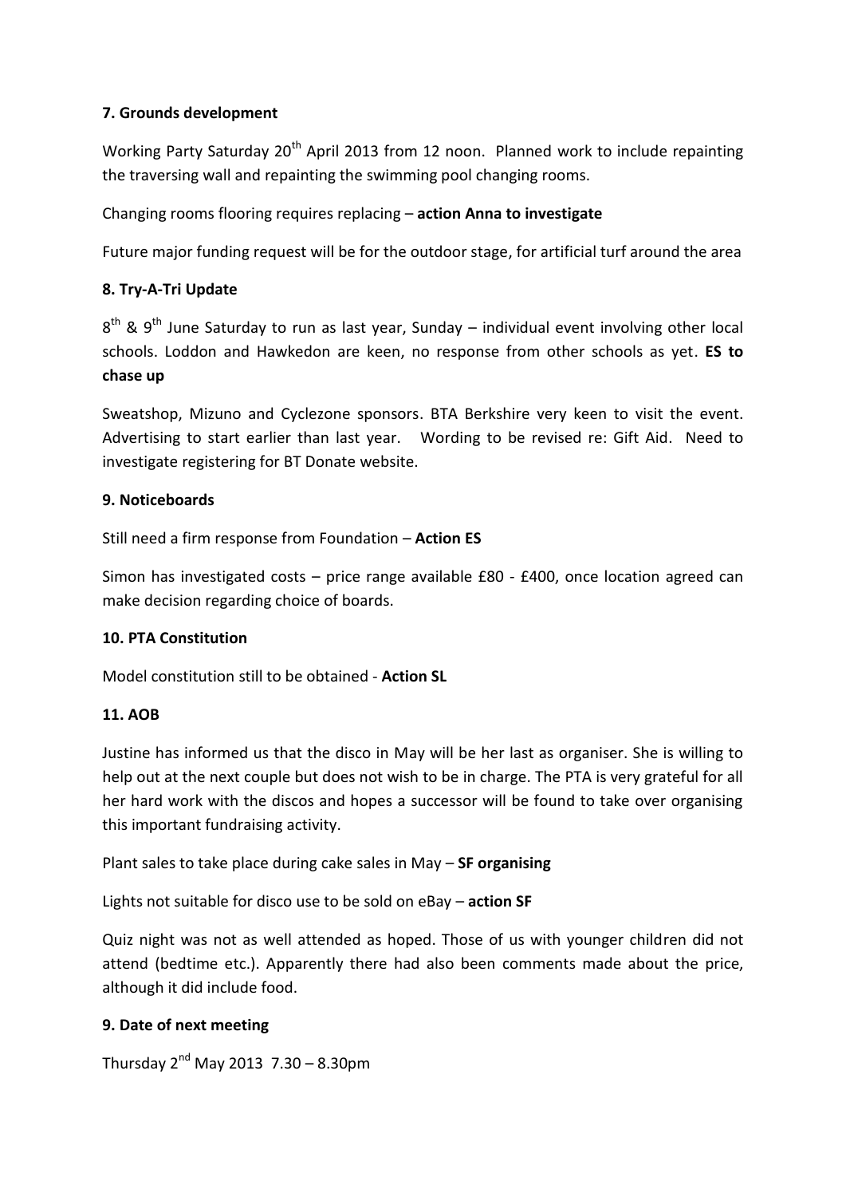### 7. Grounds development

Working Party Saturday 20th April 2013 from 12 noon. Planned work to include repainting the traversing wall and repainting the swimming pool changing rooms.

Changing rooms flooring requires replacing – **action Anna to investigate**

Future major funding request will be for the outdoor stage, for artificial turf around the area

### 8. Try-A-Tri Update

8th & 9th June Saturday to run as last year, Sunday – individual event involving other local schools. Loddon and Hawkedon are keen, no response from other schools as yet. **ES to chase up**

Sweatshop, Mizuno and Cyclezone sponsors. BTA Berkshire very keen to visit the event. Advertising to start earlier than last year. Wording to be revised re: Gift Aid. Need to investigate registering for BT Donate website.

### 9. Noticeboards

Still need a firm response from Foundation – **Action ES**

Simon has investigated costs – price range available £80 - £400, once location agreed can make decision regarding choice of boards.

### 10. PTA Constitution

Model constitution still to be obtained - **Action SL**

### 11. AOB

Justine has informed us that the disco in May will be her last as organiser. She is willing to help out at the next couple but does not wish to be in charge. The PTA is very grateful for all her hard work with the discos and hopes a successor will be found to take over organising this important fundraising activity.

Plant sales to take place during cake sales in May – **SF organising**

Lights not suitable for disco use to be sold on eBay – **action SF**

Quiz night was not as well attended as hoped. Those of us with younger children did not attend (bedtime etc.). Apparently there had also been comments made about the price, although it did include food.

### 9. Date of next meeting

Thursday 2nd May 2013 7.30 – 8.30pm